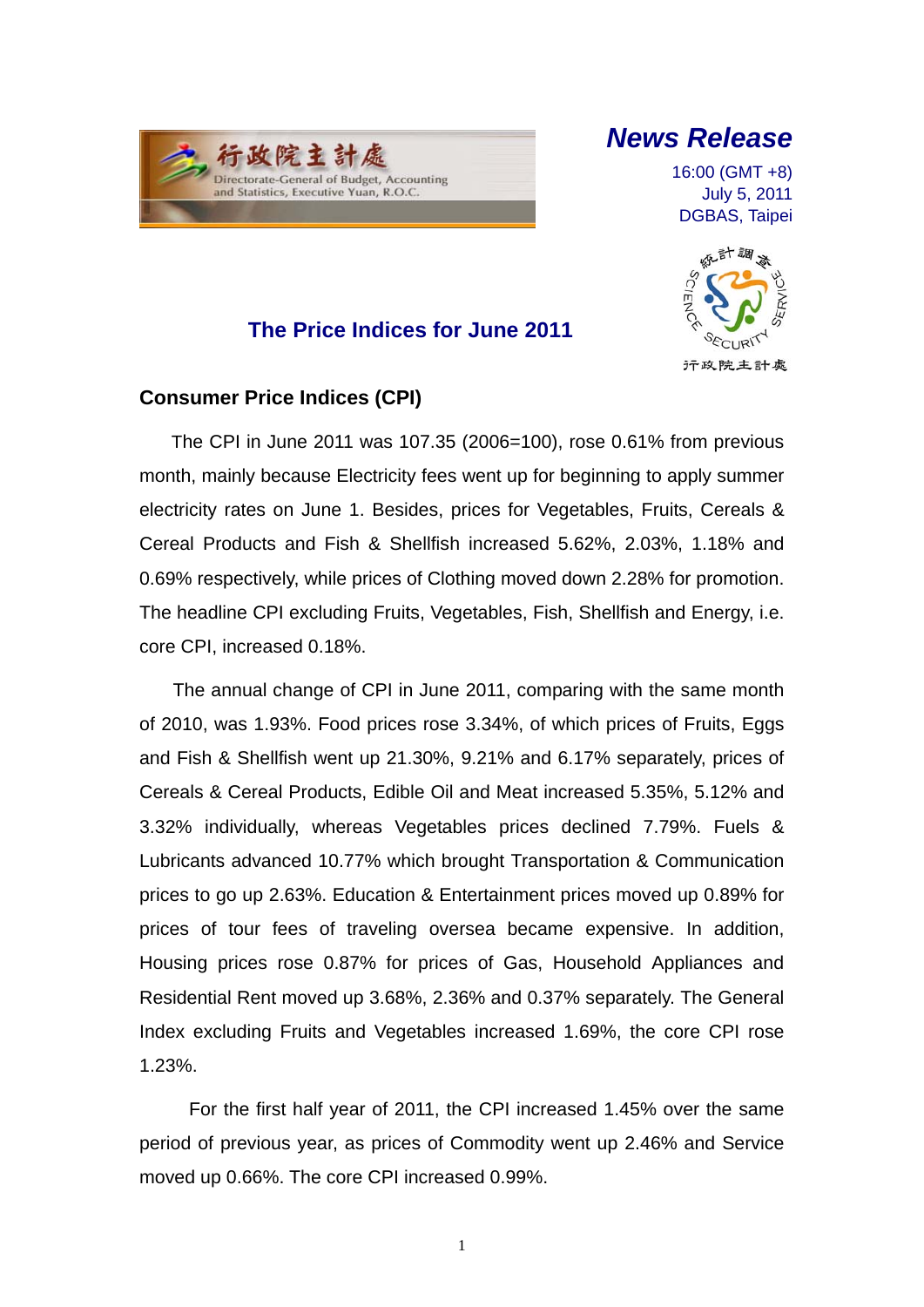# News Release

16:00 (GMT +8)
July 5, 2011
DGBAS, Taipei

## The Price Indices for June 2011

### Consumer Price Indices (CPI)

The CPI in June 2011 was 107.35 (2006=100), rose 0.61% from previous month, mainly because Electricity fees went up for beginning to apply summer electricity rates on June 1. Besides, prices for Vegetables, Fruits, Cereals & Cereal Products and Fish & Shellfish increased 5.62%, 2.03%, 1.18% and 0.69% respectively, while prices of Clothing moved down 2.28% for promotion. The headline CPI excluding Fruits, Vegetables, Fish, Shellfish and Energy, i.e. core CPI, increased 0.18%.

The annual change of CPI in June 2011, comparing with the same month of 2010, was 1.93%. Food prices rose 3.34%, of which prices of Fruits, Eggs and Fish & Shellfish went up 21.30%, 9.21% and 6.17% separately, prices of Cereals & Cereal Products, Edible Oil and Meat increased 5.35%, 5.12% and 3.32% individually, whereas Vegetables prices declined 7.79%. Fuels & Lubricants advanced 10.77% which brought Transportation & Communication prices to go up 2.63%. Education & Entertainment prices moved up 0.89% for prices of tour fees of traveling oversea became expensive. In addition, Housing prices rose 0.87% for prices of Gas, Household Appliances and Residential Rent moved up 3.68%, 2.36% and 0.37% separately. The General Index excluding Fruits and Vegetables increased 1.69%, the core CPI rose 1.23%.

For the first half year of 2011, the CPI increased 1.45% over the same period of previous year, as prices of Commodity went up 2.46% and Service moved up 0.66%. The core CPI increased 0.99%.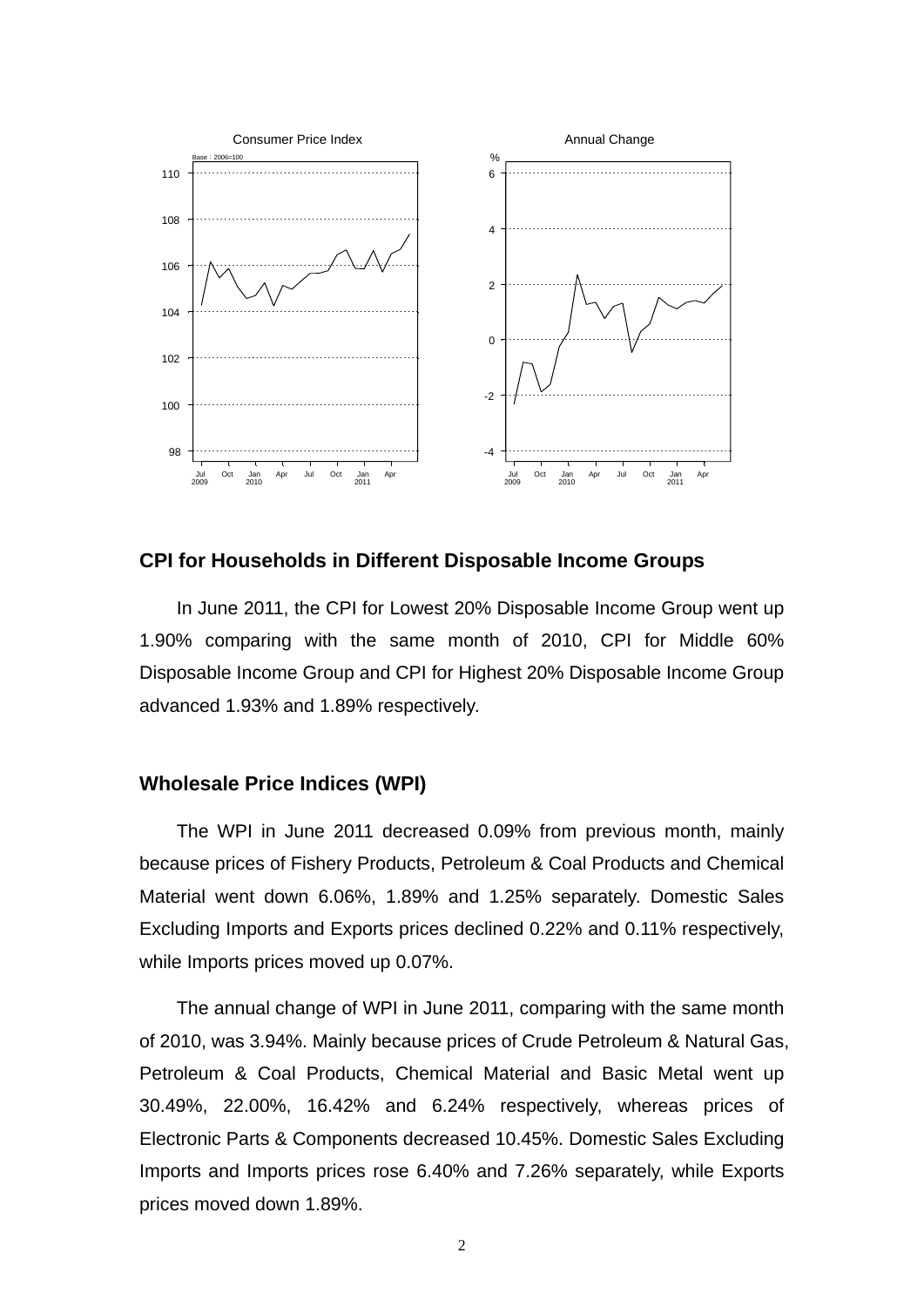## CPI for Households in Different Disposable Income Groups

In June 2011, the CPI for Lowest 20% Disposable Income Group went up 1.90% comparing with the same month of 2010, CPI for Middle 60% Disposable Income Group and CPI for Highest 20% Disposable Income Group advanced 1.93% and 1.89% respectively.

## Wholesale Price Indices (WPI)

The WPI in June 2011 decreased 0.09% from previous month, mainly because prices of Fishery Products, Petroleum & Coal Products and Chemical Material went down 6.06%, 1.89% and 1.25% separately. Domestic Sales Excluding Imports and Exports prices declined 0.22% and 0.11% respectively, while Imports prices moved up 0.07%.

The annual change of WPI in June 2011, comparing with the same month of 2010, was 3.94%. Mainly because prices of Crude Petroleum & Natural Gas, Petroleum & Coal Products, Chemical Material and Basic Metal went up 30.49%, 22.00%, 16.42% and 6.24% respectively, whereas prices of Electronic Parts & Components decreased 10.45%. Domestic Sales Excluding Imports and Imports prices rose 6.40% and 7.26% separately, while Exports prices moved down 1.89%.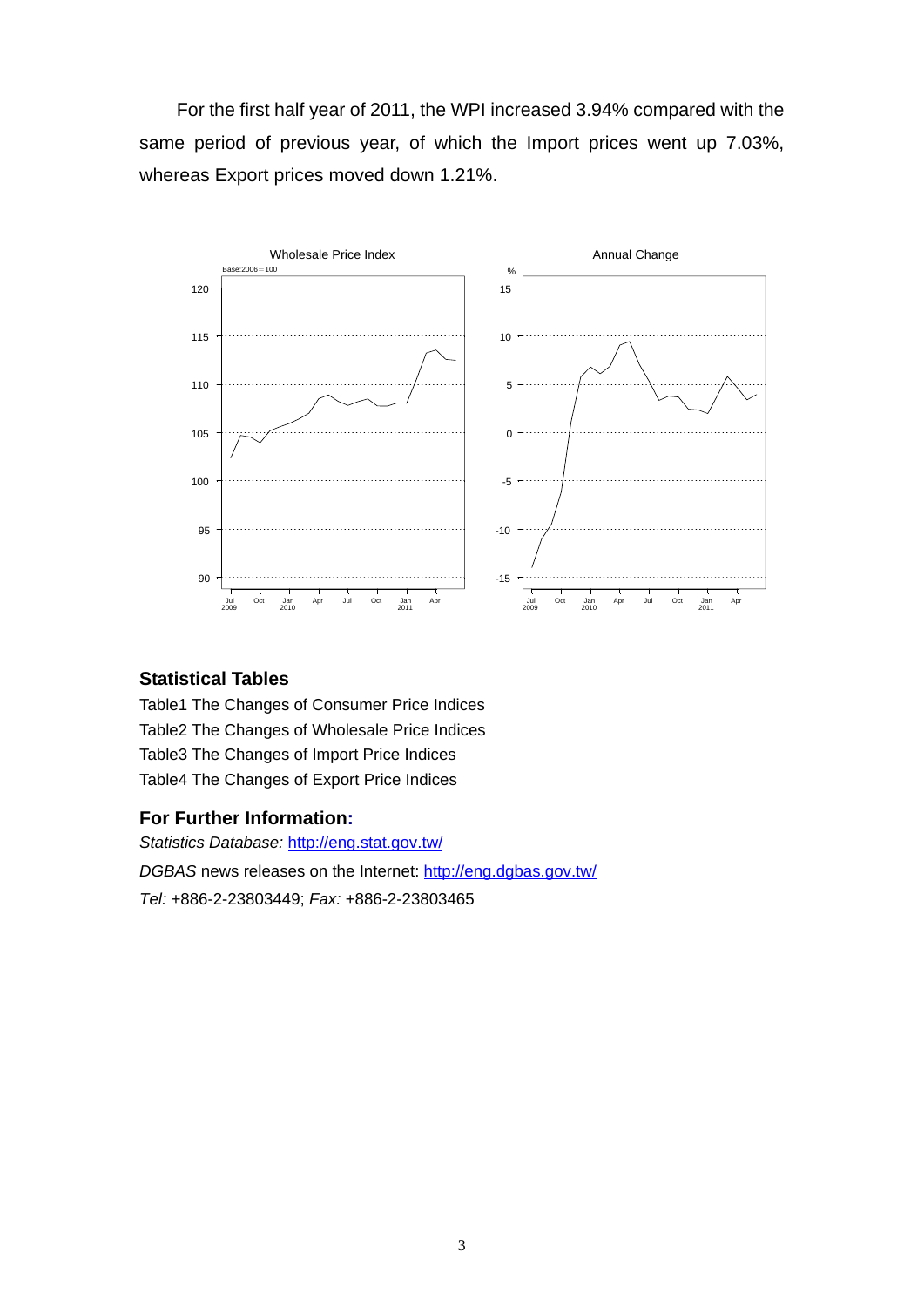For the first half year of 2011, the WPI increased 3.94% compared with the same period of previous year, of which the Import prices went up 7.03%, whereas Export prices moved down 1.21%.

### Statistical Tables

Table1 The Changes of Consumer Price Indices
Table2 The Changes of Wholesale Price Indices
Table3 The Changes of Import Price Indices
Table4 The Changes of Export Price Indices

### For Further Information:

*Statistics Database:* http://eng.stat.gov.tw/
*DGBAS* news releases on the Internet: http://eng.dgbas.gov.tw/
*Tel:* +886-2-23803449; *Fax:* +886-2-23803465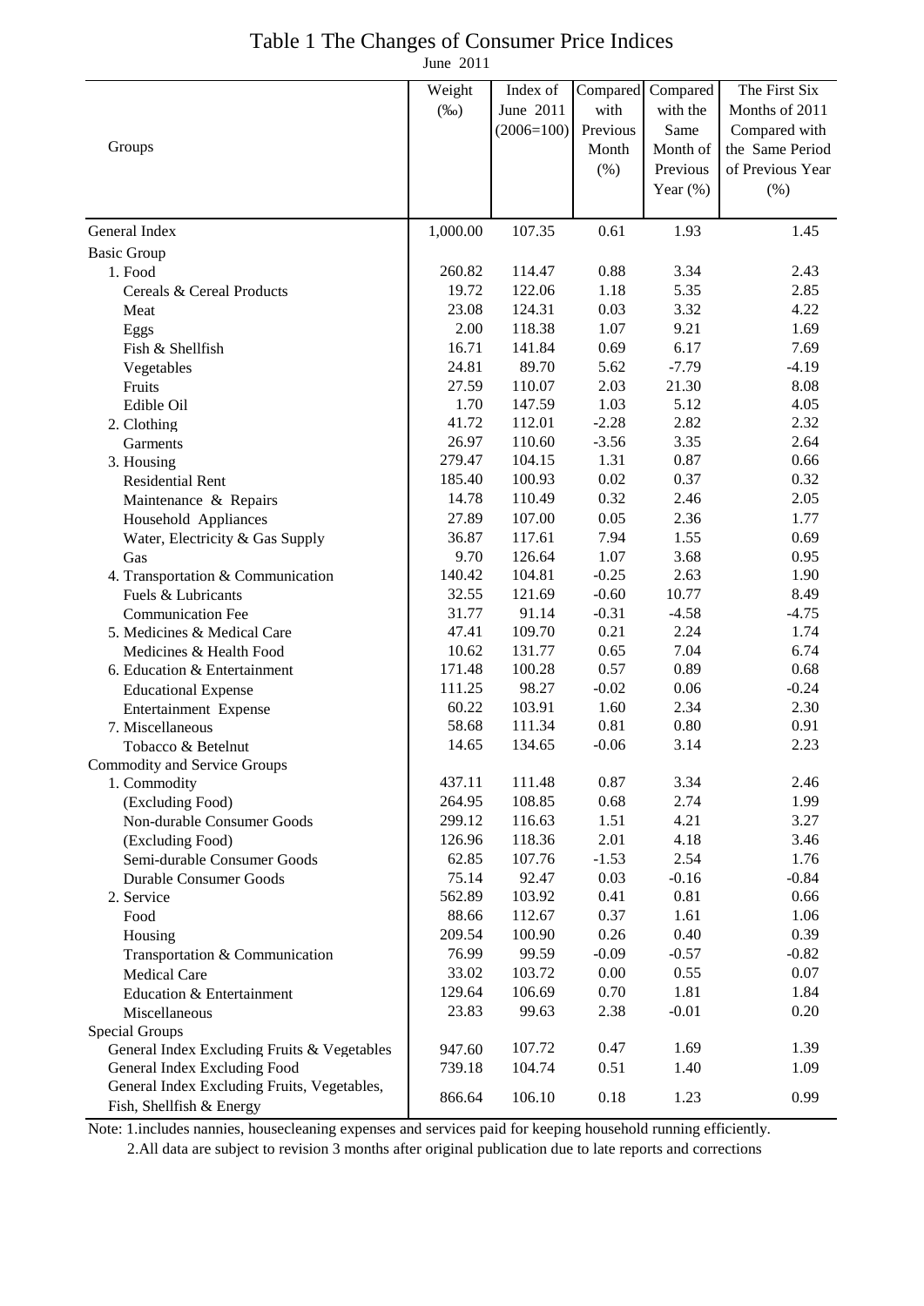# Table 1 The Changes of Consumer Price Indices

June 2011

| Groups | Weight (‰) | Index of June 2011 (2006=100) | Compared with Previous Month (%) | Compared with the Same Month of Previous Year (%) | The First Six Months of 2011 Compared with the Same Period of Previous Year (%) |
|---|---|---|---|---|---|
| General Index | 1,000.00 | 107.35 | 0.61 | 1.93 | 1.45 |
| Basic Group | | | | | |
| 1. Food | 260.82 | 114.47 | 0.88 | 3.34 | 2.43 |
| Cereals & Cereal Products | 19.72 | 122.06 | 1.18 | 5.35 | 2.85 |
| Meat | 23.08 | 124.31 | 0.03 | 3.32 | 4.22 |
| Eggs | 2.00 | 118.38 | 1.07 | 9.21 | 1.69 |
| Fish & Shellfish | 16.71 | 141.84 | 0.69 | 6.17 | 7.69 |
| Vegetables | 24.81 | 89.70 | 5.62 | -7.79 | -4.19 |
| Fruits | 27.59 | 110.07 | 2.03 | 21.30 | 8.08 |
| Edible Oil | 1.70 | 147.59 | 1.03 | 5.12 | 4.05 |
| 2. Clothing | 41.72 | 112.01 | -2.28 | 2.82 | 2.32 |
| Garments | 26.97 | 110.60 | -3.56 | 3.35 | 2.64 |
| 3. Housing | 279.47 | 104.15 | 1.31 | 0.87 | 0.66 |
| Residential Rent | 185.40 | 100.93 | 0.02 | 0.37 | 0.32 |
| Maintenance & Repairs | 14.78 | 110.49 | 0.32 | 2.46 | 2.05 |
| Household Appliances | 27.89 | 107.00 | 0.05 | 2.36 | 1.77 |
| Water, Electricity & Gas Supply | 36.87 | 117.61 | 7.94 | 1.55 | 0.69 |
| Gas | 9.70 | 126.64 | 1.07 | 3.68 | 0.95 |
| 4. Transportation & Communication | 140.42 | 104.81 | -0.25 | 2.63 | 1.90 |
| Fuels & Lubricants | 32.55 | 121.69 | -0.60 | 10.77 | 8.49 |
| Communication Fee | 31.77 | 91.14 | -0.31 | -4.58 | -4.75 |
| 5. Medicines & Medical Care | 47.41 | 109.70 | 0.21 | 2.24 | 1.74 |
| Medicines & Health Food | 10.62 | 131.77 | 0.65 | 7.04 | 6.74 |
| 6. Education & Entertainment | 171.48 | 100.28 | 0.57 | 0.89 | 0.68 |
| Educational Expense | 111.25 | 98.27 | -0.02 | 0.06 | -0.24 |
| Entertainment Expense | 60.22 | 103.91 | 1.60 | 2.34 | 2.30 |
| 7. Miscellaneous | 58.68 | 111.34 | 0.81 | 0.80 | 0.91 |
| Tobacco & Betelnut | 14.65 | 134.65 | -0.06 | 3.14 | 2.23 |
| Commodity and Service Groups | | | | | |
| 1. Commodity | 437.11 | 111.48 | 0.87 | 3.34 | 2.46 |
| (Excluding Food) | 264.95 | 108.85 | 0.68 | 2.74 | 1.99 |
| Non-durable Consumer Goods | 299.12 | 116.63 | 1.51 | 4.21 | 3.27 |
| (Excluding Food) | 126.96 | 118.36 | 2.01 | 4.18 | 3.46 |
| Semi-durable Consumer Goods | 62.85 | 107.76 | -1.53 | 2.54 | 1.76 |
| Durable Consumer Goods | 75.14 | 92.47 | 0.03 | -0.16 | -0.84 |
| 2. Service | 562.89 | 103.92 | 0.41 | 0.81 | 0.66 |
| Food | 88.66 | 112.67 | 0.37 | 1.61 | 1.06 |
| Housing | 209.54 | 100.90 | 0.26 | 0.40 | 0.39 |
| Transportation & Communication | 76.99 | 99.59 | -0.09 | -0.57 | -0.82 |
| Medical Care | 33.02 | 103.72 | 0.00 | 0.55 | 0.07 |
| Education & Entertainment | 129.64 | 106.69 | 0.70 | 1.81 | 1.84 |
| Miscellaneous | 23.83 | 99.63 | 2.38 | -0.01 | 0.20 |
| Special Groups | | | | | |
| General Index Excluding Fruits & Vegetables | 947.60 | 107.72 | 0.47 | 1.69 | 1.39 |
| General Index Excluding Food | 739.18 | 104.74 | 0.51 | 1.40 | 1.09 |
| General Index Excluding Fruits, Vegetables, Fish, Shellfish & Energy | 866.64 | 106.10 | 0.18 | 1.23 | 0.99 |

Note: 1.includes nannies, housecleaning expenses and services paid for keeping household running efficiently.
2.All data are subject to revision 3 months after original publication due to late reports and corrections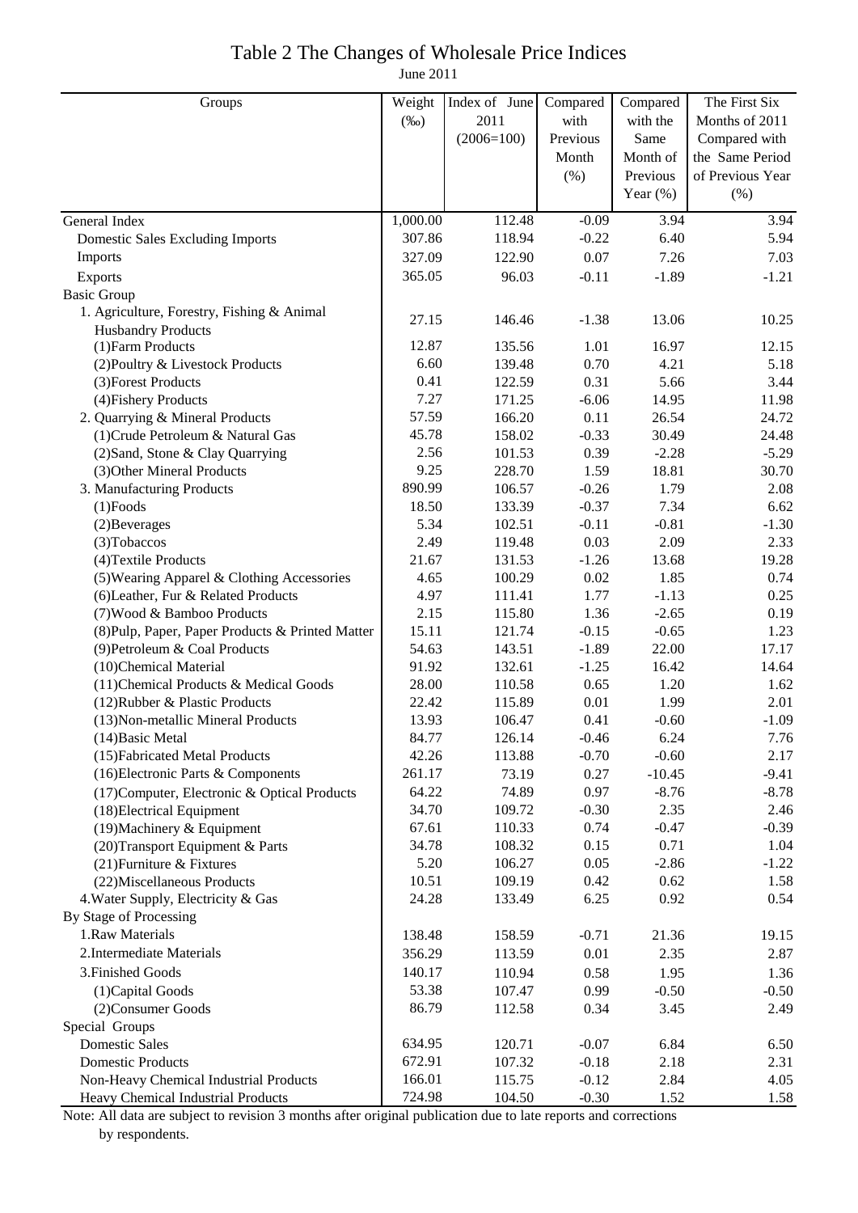# Table 2 The Changes of Wholesale Price Indices

June 2011

| Groups | Weight (‰) | Index of June 2011 (2006=100) | Compared with Previous Month (%) | Compared with the Same Month of Previous Year (%) | The First Six Months of 2011 Compared with the Same Period of Previous Year (%) |
|---|---|---|---|---|---|
| General Index | 1,000.00 | 112.48 | -0.09 | 3.94 | 3.94 |
| Domestic Sales Excluding Imports | 307.86 | 118.94 | -0.22 | 6.40 | 5.94 |
| Imports | 327.09 | 122.90 | 0.07 | 7.26 | 7.03 |
| Exports | 365.05 | 96.03 | -0.11 | -1.89 | -1.21 |
| Basic Group | | | | | |
| 1. Agriculture, Forestry, Fishing & Animal Husbandry Products | 27.15 | 146.46 | -1.38 | 13.06 | 10.25 |
| (1)Farm Products | 12.87 | 135.56 | 1.01 | 16.97 | 12.15 |
| (2)Poultry & Livestock Products | 6.60 | 139.48 | 0.70 | 4.21 | 5.18 |
| (3)Forest Products | 0.41 | 122.59 | 0.31 | 5.66 | 3.44 |
| (4)Fishery Products | 7.27 | 171.25 | -6.06 | 14.95 | 11.98 |
| 2. Quarrying & Mineral Products | 57.59 | 166.20 | 0.11 | 26.54 | 24.72 |
| (1)Crude Petroleum & Natural Gas | 45.78 | 158.02 | -0.33 | 30.49 | 24.48 |
| (2)Sand, Stone & Clay Quarrying | 2.56 | 101.53 | 0.39 | -2.28 | -5.29 |
| (3)Other Mineral Products | 9.25 | 228.70 | 1.59 | 18.81 | 30.70 |
| 3. Manufacturing Products | 890.99 | 106.57 | -0.26 | 1.79 | 2.08 |
| (1)Foods | 18.50 | 133.39 | -0.37 | 7.34 | 6.62 |
| (2)Beverages | 5.34 | 102.51 | -0.11 | -0.81 | -1.30 |
| (3)Tobaccos | 2.49 | 119.48 | 0.03 | 2.09 | 2.33 |
| (4)Textile Products | 21.67 | 131.53 | -1.26 | 13.68 | 19.28 |
| (5)Wearing Apparel & Clothing Accessories | 4.65 | 100.29 | 0.02 | 1.85 | 0.74 |
| (6)Leather, Fur & Related Products | 4.97 | 111.41 | 1.77 | -1.13 | 0.25 |
| (7)Wood & Bamboo Products | 2.15 | 115.80 | 1.36 | -2.65 | 0.19 |
| (8)Pulp, Paper, Paper Products & Printed Matter | 15.11 | 121.74 | -0.15 | -0.65 | 1.23 |
| (9)Petroleum & Coal Products | 54.63 | 143.51 | -1.89 | 22.00 | 17.17 |
| (10)Chemical Material | 91.92 | 132.61 | -1.25 | 16.42 | 14.64 |
| (11)Chemical Products & Medical Goods | 28.00 | 110.58 | 0.65 | 1.20 | 1.62 |
| (12)Rubber & Plastic Products | 22.42 | 115.89 | 0.01 | 1.99 | 2.01 |
| (13)Non-metallic Mineral Products | 13.93 | 106.47 | 0.41 | -0.60 | -1.09 |
| (14)Basic Metal | 84.77 | 126.14 | -0.46 | 6.24 | 7.76 |
| (15)Fabricated Metal Products | 42.26 | 113.88 | -0.70 | -0.60 | 2.17 |
| (16)Electronic Parts & Components | 261.17 | 73.19 | 0.27 | -10.45 | -9.41 |
| (17)Computer, Electronic & Optical Products | 64.22 | 74.89 | 0.97 | -8.76 | -8.78 |
| (18)Electrical Equipment | 34.70 | 109.72 | -0.30 | 2.35 | 2.46 |
| (19)Machinery & Equipment | 67.61 | 110.33 | 0.74 | -0.47 | -0.39 |
| (20)Transport Equipment & Parts | 34.78 | 108.32 | 0.15 | 0.71 | 1.04 |
| (21)Furniture & Fixtures | 5.20 | 106.27 | 0.05 | -2.86 | -1.22 |
| (22)Miscellaneous Products | 10.51 | 109.19 | 0.42 | 0.62 | 1.58 |
| 4.Water Supply, Electricity & Gas | 24.28 | 133.49 | 6.25 | 0.92 | 0.54 |
| By Stage of Processing | | | | | |
| 1.Raw Materials | 138.48 | 158.59 | -0.71 | 21.36 | 19.15 |
| 2.Intermediate Materials | 356.29 | 113.59 | 0.01 | 2.35 | 2.87 |
| 3.Finished Goods | 140.17 | 110.94 | 0.58 | 1.95 | 1.36 |
| (1)Capital Goods | 53.38 | 107.47 | 0.99 | -0.50 | -0.50 |
| (2)Consumer Goods | 86.79 | 112.58 | 0.34 | 3.45 | 2.49 |
| Special Groups | | | | | |
| Domestic Sales | 634.95 | 120.71 | -0.07 | 6.84 | 6.50 |
| Domestic Products | 672.91 | 107.32 | -0.18 | 2.18 | 2.31 |
| Non-Heavy Chemical Industrial Products | 166.01 | 115.75 | -0.12 | 2.84 | 4.05 |
| Heavy Chemical Industrial Products | 724.98 | 104.50 | -0.30 | 1.52 | 1.58 |

Note: All data are subject to revision 3 months after original publication due to late reports and corrections by respondents.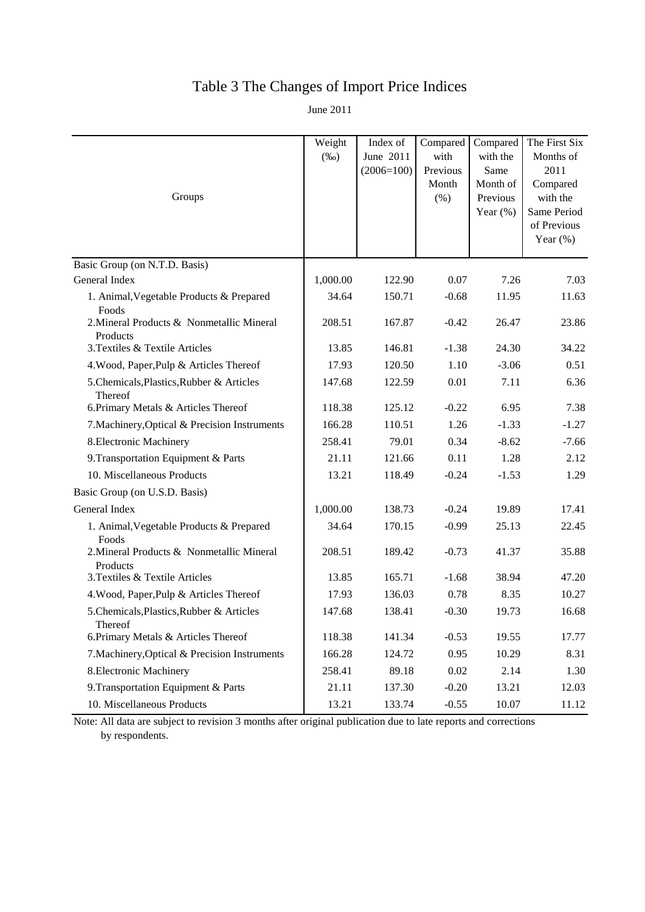# Table 3 The Changes of Import Price Indices

June 2011

| Groups | Weight (‰) | Index of June 2011 (2006=100) | Compared with Previous Month (%) | Compared with the Same Month of Previous Year (%) | The First Six Months of 2011 Compared with the Same Period of Previous Year (%) |
|---|---|---|---|---|---|
| Basic Group (on N.T.D. Basis) | | | | | |
| General Index | 1,000.00 | 122.90 | 0.07 | 7.26 | 7.03 |
| 1. Animal,Vegetable Products & Prepared Foods | 34.64 | 150.71 | -0.68 | 11.95 | 11.63 |
| 2.Mineral Products & Nonmetallic Mineral Products | 208.51 | 167.87 | -0.42 | 26.47 | 23.86 |
| 3.Textiles & Textile Articles | 13.85 | 146.81 | -1.38 | 24.30 | 34.22 |
| 4.Wood, Paper,Pulp & Articles Thereof | 17.93 | 120.50 | 1.10 | -3.06 | 0.51 |
| 5.Chemicals,Plastics,Rubber & Articles Thereof | 147.68 | 122.59 | 0.01 | 7.11 | 6.36 |
| 6.Primary Metals & Articles Thereof | 118.38 | 125.12 | -0.22 | 6.95 | 7.38 |
| 7.Machinery,Optical & Precision Instruments | 166.28 | 110.51 | 1.26 | -1.33 | -1.27 |
| 8.Electronic Machinery | 258.41 | 79.01 | 0.34 | -8.62 | -7.66 |
| 9.Transportation Equipment & Parts | 21.11 | 121.66 | 0.11 | 1.28 | 2.12 |
| 10. Miscellaneous Products | 13.21 | 118.49 | -0.24 | -1.53 | 1.29 |
| Basic Group (on U.S.D. Basis) | | | | | |
| General Index | 1,000.00 | 138.73 | -0.24 | 19.89 | 17.41 |
| 1. Animal,Vegetable Products & Prepared Foods | 34.64 | 170.15 | -0.99 | 25.13 | 22.45 |
| 2.Mineral Products & Nonmetallic Mineral Products | 208.51 | 189.42 | -0.73 | 41.37 | 35.88 |
| 3.Textiles & Textile Articles | 13.85 | 165.71 | -1.68 | 38.94 | 47.20 |
| 4.Wood, Paper,Pulp & Articles Thereof | 17.93 | 136.03 | 0.78 | 8.35 | 10.27 |
| 5.Chemicals,Plastics,Rubber & Articles Thereof | 147.68 | 138.41 | -0.30 | 19.73 | 16.68 |
| 6.Primary Metals & Articles Thereof | 118.38 | 141.34 | -0.53 | 19.55 | 17.77 |
| 7.Machinery,Optical & Precision Instruments | 166.28 | 124.72 | 0.95 | 10.29 | 8.31 |
| 8.Electronic Machinery | 258.41 | 89.18 | 0.02 | 2.14 | 1.30 |
| 9.Transportation Equipment & Parts | 21.11 | 137.30 | -0.20 | 13.21 | 12.03 |
| 10. Miscellaneous Products | 13.21 | 133.74 | -0.55 | 10.07 | 11.12 |

Note: All data are subject to revision 3 months after original publication due to late reports and corrections by respondents.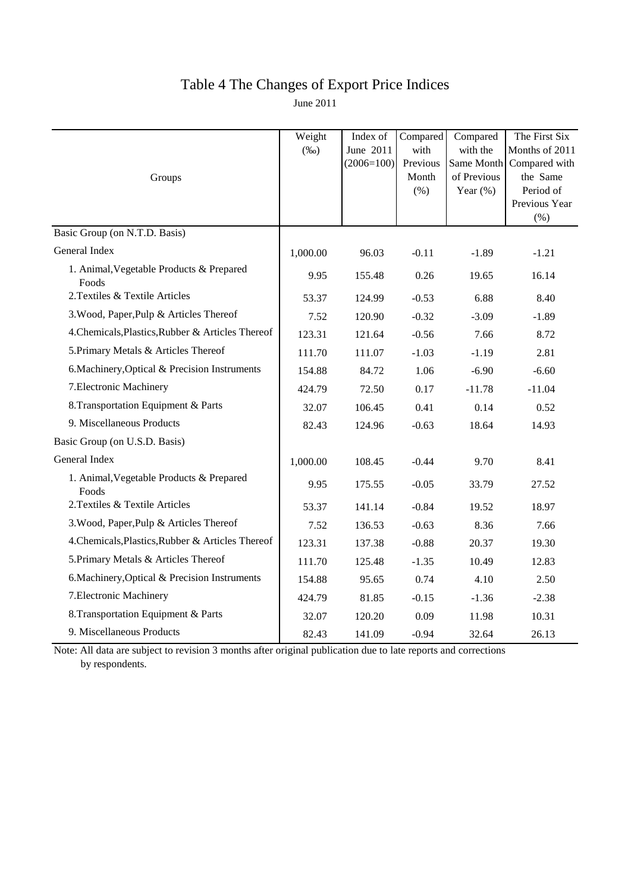# Table 4 The Changes of Export Price Indices

June 2011

| Groups | Weight (‰) | Index of June 2011 (2006=100) | Compared with Previous Month (%) | Compared with the Same Month of Previous Year (%) | The First Six Months of 2011 Compared with the Same Period of Previous Year (%) |
|---|---|---|---|---|---|
| Basic Group (on N.T.D. Basis) | | | | | |
| General Index | 1,000.00 | 96.03 | -0.11 | -1.89 | -1.21 |
| 1. Animal,Vegetable Products & Prepared Foods | 9.95 | 155.48 | 0.26 | 19.65 | 16.14 |
| 2.Textiles & Textile Articles | 53.37 | 124.99 | -0.53 | 6.88 | 8.40 |
| 3.Wood, Paper,Pulp & Articles Thereof | 7.52 | 120.90 | -0.32 | -3.09 | -1.89 |
| 4.Chemicals,Plastics,Rubber & Articles Thereof | 123.31 | 121.64 | -0.56 | 7.66 | 8.72 |
| 5.Primary Metals & Articles Thereof | 111.70 | 111.07 | -1.03 | -1.19 | 2.81 |
| 6.Machinery,Optical & Precision Instruments | 154.88 | 84.72 | 1.06 | -6.90 | -6.60 |
| 7.Electronic Machinery | 424.79 | 72.50 | 0.17 | -11.78 | -11.04 |
| 8.Transportation Equipment & Parts | 32.07 | 106.45 | 0.41 | 0.14 | 0.52 |
| 9. Miscellaneous Products | 82.43 | 124.96 | -0.63 | 18.64 | 14.93 |
| Basic Group (on U.S.D. Basis) | | | | | |
| General Index | 1,000.00 | 108.45 | -0.44 | 9.70 | 8.41 |
| 1. Animal,Vegetable Products & Prepared Foods | 9.95 | 175.55 | -0.05 | 33.79 | 27.52 |
| 2.Textiles & Textile Articles | 53.37 | 141.14 | -0.84 | 19.52 | 18.97 |
| 3.Wood, Paper,Pulp & Articles Thereof | 7.52 | 136.53 | -0.63 | 8.36 | 7.66 |
| 4.Chemicals,Plastics,Rubber & Articles Thereof | 123.31 | 137.38 | -0.88 | 20.37 | 19.30 |
| 5.Primary Metals & Articles Thereof | 111.70 | 125.48 | -1.35 | 10.49 | 12.83 |
| 6.Machinery,Optical & Precision Instruments | 154.88 | 95.65 | 0.74 | 4.10 | 2.50 |
| 7.Electronic Machinery | 424.79 | 81.85 | -0.15 | -1.36 | -2.38 |
| 8.Transportation Equipment & Parts | 32.07 | 120.20 | 0.09 | 11.98 | 10.31 |
| 9. Miscellaneous Products | 82.43 | 141.09 | -0.94 | 32.64 | 26.13 |

Note: All data are subject to revision 3 months after original publication due to late reports and corrections by respondents.